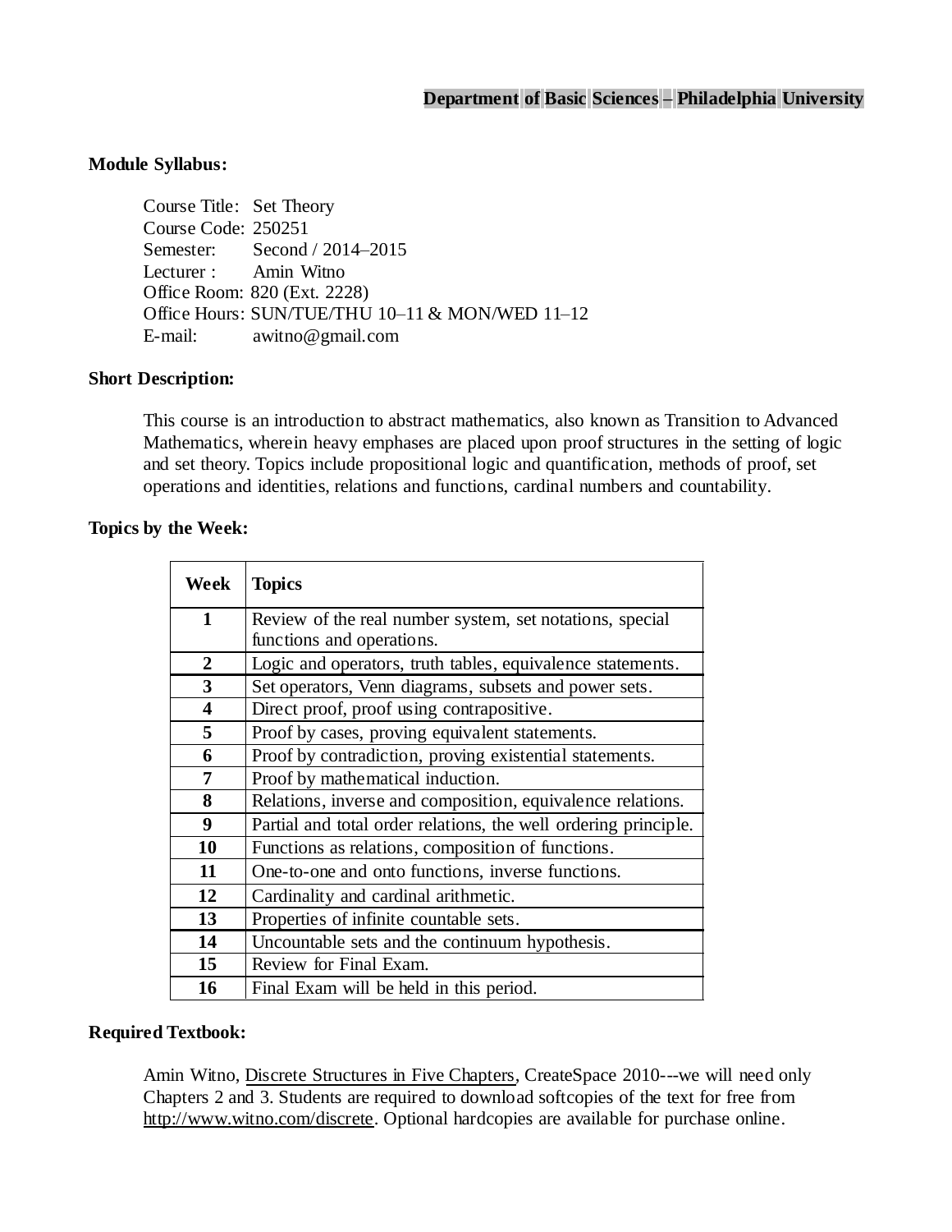**Department of Basic Sciences – Philadelphia University**

**Module Syllabus:**

Course Title: Set Theory
Course Code: 250251
Semester: Second / 2014–2015
Lecturer : Amin Witno
Office Room: 820 (Ext. 2228)
Office Hours: SUN/TUE/THU 10–11 & MON/WED 11–12
E-mail: awitno@gmail.com

**Short Description:**

This course is an introduction to abstract mathematics, also known as Transition to Advanced Mathematics, wherein heavy emphases are placed upon proof structures in the setting of logic and set theory. Topics include propositional logic and quantification, methods of proof, set operations and identities, relations and functions, cardinal numbers and countability.

**Topics by the Week:**

| Week | Topics |
|---|---|
| **1** | Review of the real number system, set notations, special functions and operations. |
| **2** | Logic and operators, truth tables, equivalence statements. |
| **3** | Set operators, Venn diagrams, subsets and power sets. |
| **4** | Direct proof, proof using contrapositive. |
| **5** | Proof by cases, proving equivalent statements. |
| **6** | Proof by contradiction, proving existential statements. |
| **7** | Proof by mathematical induction. |
| **8** | Relations, inverse and composition, equivalence relations. |
| **9** | Partial and total order relations, the well ordering principle. |
| **10** | Functions as relations, composition of functions. |
| **11** | One-to-one and onto functions, inverse functions. |
| **12** | Cardinality and cardinal arithmetic. |
| **13** | Properties of infinite countable sets. |
| **14** | Uncountable sets and the continuum hypothesis. |
| **15** | Review for Final Exam. |
| **16** | Final Exam will be held in this period. |

**Required Textbook:**

Amin Witno, Discrete Structures in Five Chapters, CreateSpace 2010---we will need only Chapters 2 and 3. Students are required to download softcopies of the text for free from http://www.witno.com/discrete. Optional hardcopies are available for purchase online.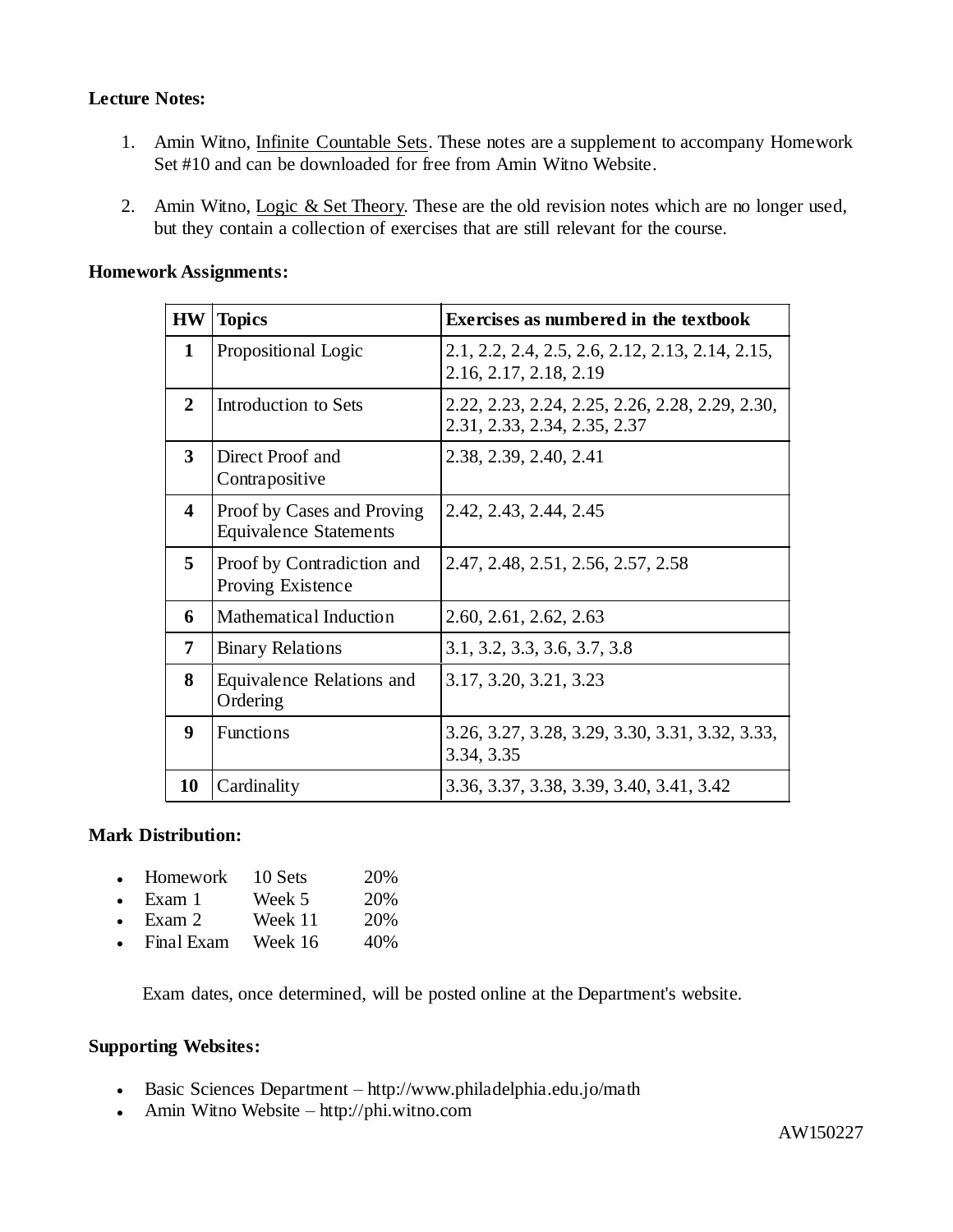**Lecture Notes:**

1. Amin Witno, Infinite Countable Sets. These notes are a supplement to accompany Homework Set #10 and can be downloaded for free from Amin Witno Website.
2. Amin Witno, Logic & Set Theory. These are the old revision notes which are no longer used, but they contain a collection of exercises that are still relevant for the course.

**Homework Assignments:**

| HW | Topics | Exercises as numbered in the textbook |
|---|---|---|
| 1 | Propositional Logic | 2.1, 2.2, 2.4, 2.5, 2.6, 2.12, 2.13, 2.14, 2.15, 2.16, 2.17, 2.18, 2.19 |
| 2 | Introduction to Sets | 2.22, 2.23, 2.24, 2.25, 2.26, 2.28, 2.29, 2.30, 2.31, 2.33, 2.34, 2.35, 2.37 |
| 3 | Direct Proof and Contrapositive | 2.38, 2.39, 2.40, 2.41 |
| 4 | Proof by Cases and Proving Equivalence Statements | 2.42, 2.43, 2.44, 2.45 |
| 5 | Proof by Contradiction and Proving Existence | 2.47, 2.48, 2.51, 2.56, 2.57, 2.58 |
| 6 | Mathematical Induction | 2.60, 2.61, 2.62, 2.63 |
| 7 | Binary Relations | 3.1, 3.2, 3.3, 3.6, 3.7, 3.8 |
| 8 | Equivalence Relations and Ordering | 3.17, 3.20, 3.21, 3.23 |
| 9 | Functions | 3.26, 3.27, 3.28, 3.29, 3.30, 3.31, 3.32, 3.33, 3.34, 3.35 |
| 10 | Cardinality | 3.36, 3.37, 3.38, 3.39, 3.40, 3.41, 3.42 |

**Mark Distribution:**

- Homework 10 Sets 20%
- Exam 1 Week 5 20%
- Exam 2 Week 11 20%
- Final Exam Week 16 40%

Exam dates, once determined, will be posted online at the Department's website.

**Supporting Websites:**

- Basic Sciences Department – http://www.philadelphia.edu.jo/math
- Amin Witno Website – http://phi.witno.com

AW150227